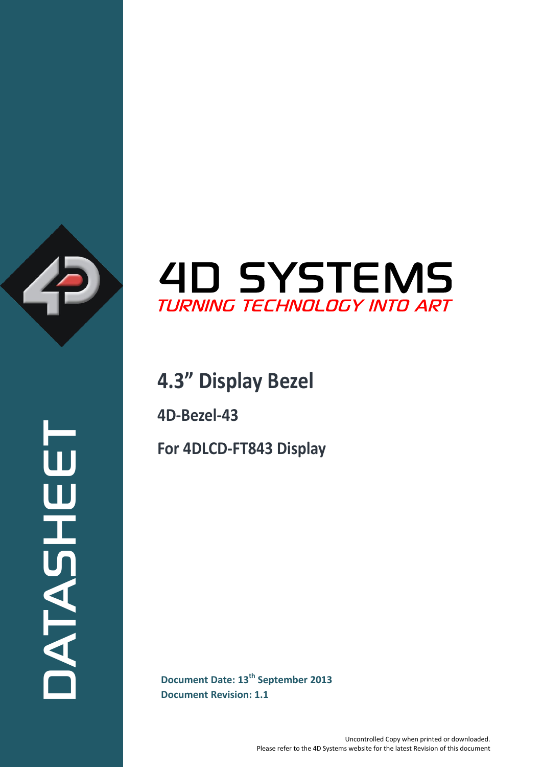DATASHEET

# 4D SYSTEMS

*TURNING TECHNOLOGY INTO ART*

# 4.3” Display Bezel

## 4D-Bezel-43

## For 4DLCD-FT843 Display

**Document Date: 13th September 2013**
**Document Revision: 1.1**

Uncontrolled Copy when printed or downloaded.
Please refer to the 4D Systems website for the latest Revision of this document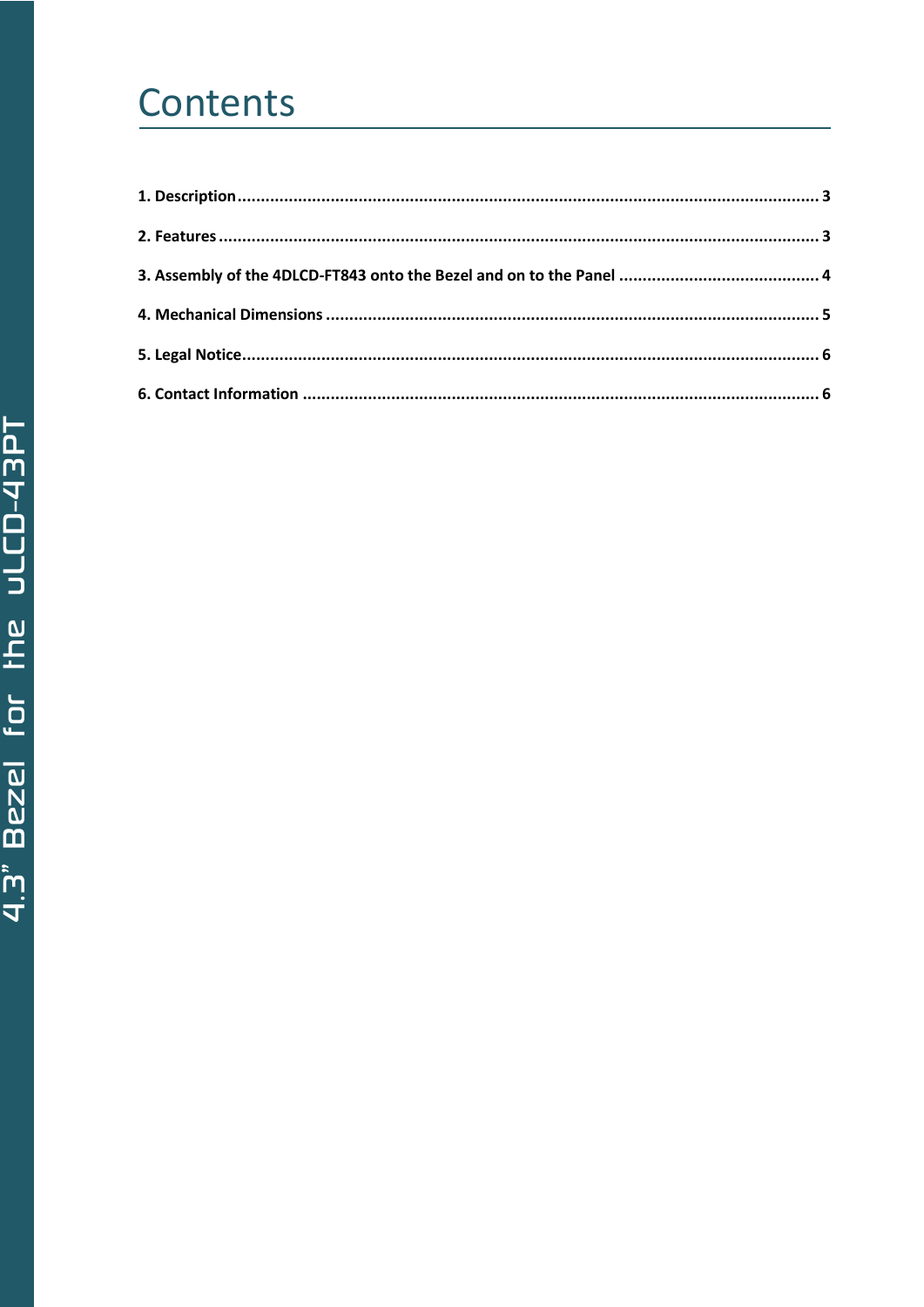# Contents

1. Description ........................................................................................................................ 3

2. Features ........................................................................................................................... 3

3. Assembly of the 4DLCD-FT843 onto the Bezel and on to the Panel ........................................... 4

4. Mechanical Dimensions ......................................................................................................... 5

5. Legal Notice ........................................................................................................................ 6

6. Contact Information .............................................................................................................. 6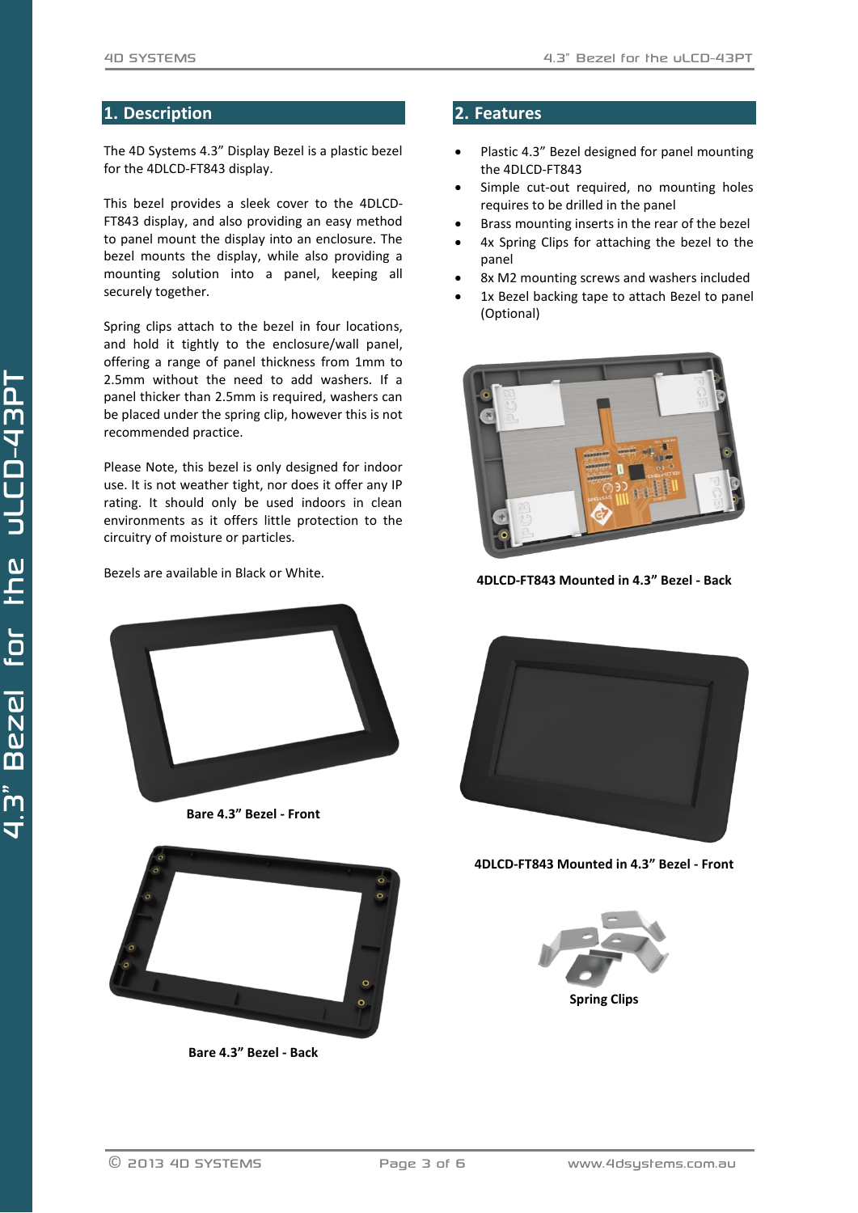## 1. Description

The 4D Systems 4.3" Display Bezel is a plastic bezel for the 4DLCD-FT843 display.

This bezel provides a sleek cover to the 4DLCD-FT843 display, and also providing an easy method to panel mount the display into an enclosure. The bezel mounts the display, while also providing a mounting solution into a panel, keeping all securely together.

Spring clips attach to the bezel in four locations, and hold it tightly to the enclosure/wall panel, offering a range of panel thickness from 1mm to 2.5mm without the need to add washers. If a panel thicker than 2.5mm is required, washers can be placed under the spring clip, however this is not recommended practice.

Please Note, this bezel is only designed for indoor use. It is not weather tight, nor does it offer any IP rating. It should only be used indoors in clean environments as it offers little protection to the circuitry of moisture or particles.

Bezels are available in Black or White.

**Bare 4.3" Bezel - Front**

**Bare 4.3" Bezel - Back**

## 2. Features

- Plastic 4.3" Bezel designed for panel mounting the 4DLCD-FT843
- Simple cut-out required, no mounting holes requires to be drilled in the panel
- Brass mounting inserts in the rear of the bezel
- 4x Spring Clips for attaching the bezel to the panel
- 8x M2 mounting screws and washers included
- 1x Bezel backing tape to attach Bezel to panel (Optional)

**4DLCD-FT843 Mounted in 4.3" Bezel - Back**

**4DLCD-FT843 Mounted in 4.3" Bezel - Front**

**Spring Clips**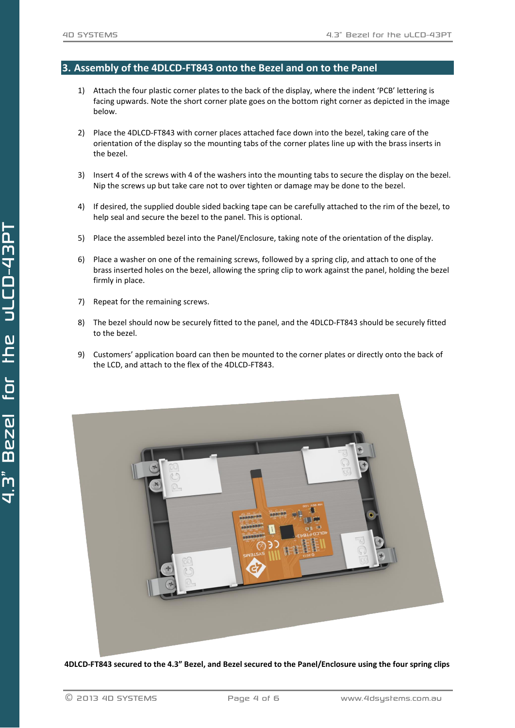## 3. Assembly of the 4DLCD-FT843 onto the Bezel and on to the Panel

1) Attach the four plastic corner plates to the back of the display, where the indent 'PCB' lettering is facing upwards. Note the short corner plate goes on the bottom right corner as depicted in the image below.

2) Place the 4DLCD-FT843 with corner places attached face down into the bezel, taking care of the orientation of the display so the mounting tabs of the corner plates line up with the brass inserts in the bezel.

3) Insert 4 of the screws with 4 of the washers into the mounting tabs to secure the display on the bezel. Nip the screws up but take care not to over tighten or damage may be done to the bezel.

4) If desired, the supplied double sided backing tape can be carefully attached to the rim of the bezel, to help seal and secure the bezel to the panel. This is optional.

5) Place the assembled bezel into the Panel/Enclosure, taking note of the orientation of the display.

6) Place a washer on one of the remaining screws, followed by a spring clip, and attach to one of the brass inserted holes on the bezel, allowing the spring clip to work against the panel, holding the bezel firmly in place.

7) Repeat for the remaining screws.

8) The bezel should now be securely fitted to the panel, and the 4DLCD-FT843 should be securely fitted to the bezel.

9) Customers' application board can then be mounted to the corner plates or directly onto the back of the LCD, and attach to the flex of the 4DLCD-FT843.

**4DLCD-FT843 secured to the 4.3" Bezel, and Bezel secured to the Panel/Enclosure using the four spring clips**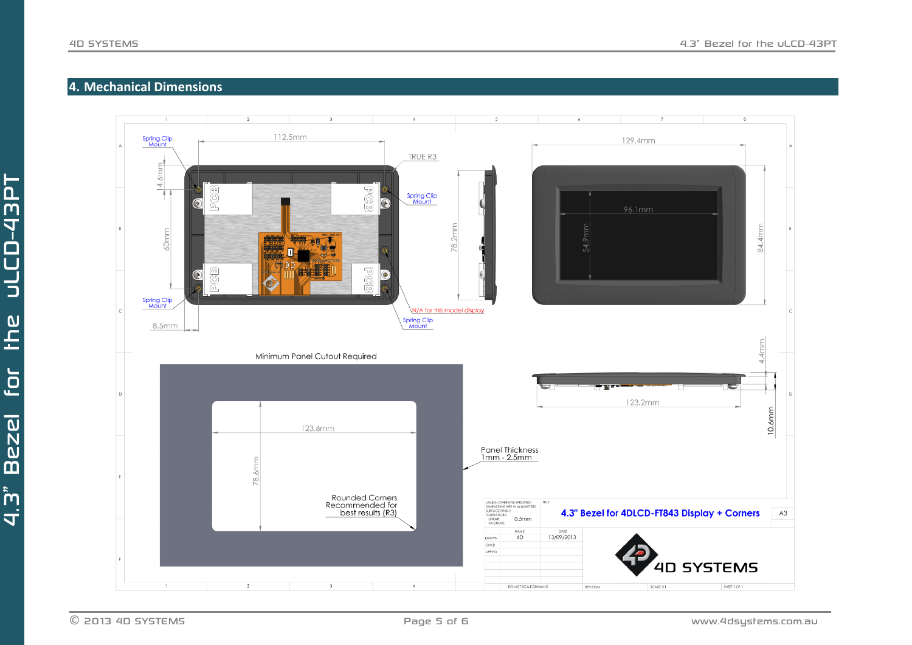## 4. Mechanical Dimensions

Spring Clip Mount

112.5mm

TRUE R3

14.6mm

60mm

8.5mm

Spring Clip Mount

Spring Clip Mount

N/A for this model display

Spring Clip Mount

78.2mm

129.4mm

96.1mm

54.9mm

84.4mm

4.4mm

123.2mm

10.6mm

Minimum Panel Cutout Required

123.6mm

78.6mm

Rounded Corners Recommended for best results (R3)

Panel Thickness 1mm - 2.5mm

UNLESS OTHERWISE SPECIFIED: DIMENSIONS ARE IN MILLIMETERS SURFACE FINISH: TOLERANCES: LINEAR: 0.5mm ANGULAR:

TITLE: **4.3" Bezel for 4DLCD-FT843 Display + Corners** A3

| | NAME | DATE |
|---|---|---|
| DRAWN | 4D | 13/09/2013 |
| CHK'D | | |
| APPV'D | | |

4D SYSTEMS

DO NOT SCALE DRAWING | REVISION | SCALE: 2:1 | SHEET 1 OF 1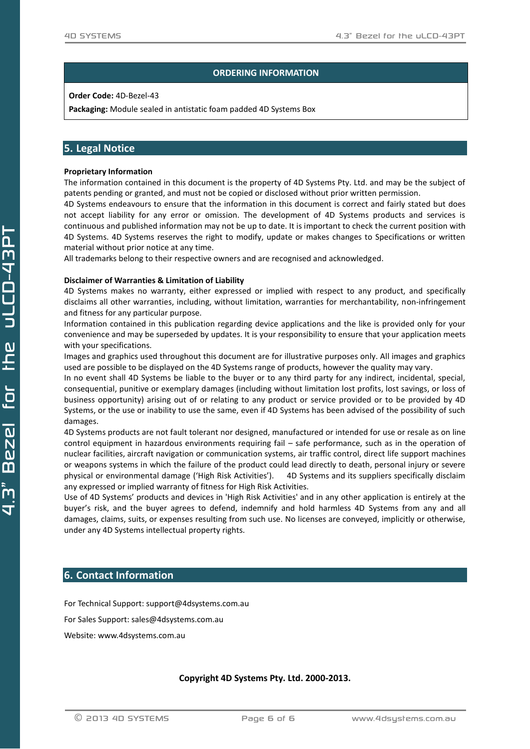**ORDERING INFORMATION**

**Order Code:** 4D-Bezel-43

**Packaging:** Module sealed in antistatic foam padded 4D Systems Box

## 5. Legal Notice

**Proprietary Information**

The information contained in this document is the property of 4D Systems Pty. Ltd. and may be the subject of patents pending or granted, and must not be copied or disclosed without prior written permission.

4D Systems endeavours to ensure that the information in this document is correct and fairly stated but does not accept liability for any error or omission. The development of 4D Systems products and services is continuous and published information may not be up to date. It is important to check the current position with 4D Systems. 4D Systems reserves the right to modify, update or makes changes to Specifications or written material without prior notice at any time.

All trademarks belong to their respective owners and are recognised and acknowledged.

**Disclaimer of Warranties & Limitation of Liability**

4D Systems makes no warranty, either expressed or implied with respect to any product, and specifically disclaims all other warranties, including, without limitation, warranties for merchantability, non-infringement and fitness for any particular purpose.

Information contained in this publication regarding device applications and the like is provided only for your convenience and may be superseded by updates. It is your responsibility to ensure that your application meets with your specifications.

Images and graphics used throughout this document are for illustrative purposes only. All images and graphics used are possible to be displayed on the 4D Systems range of products, however the quality may vary.

In no event shall 4D Systems be liable to the buyer or to any third party for any indirect, incidental, special, consequential, punitive or exemplary damages (including without limitation lost profits, lost savings, or loss of business opportunity) arising out of or relating to any product or service provided or to be provided by 4D Systems, or the use or inability to use the same, even if 4D Systems has been advised of the possibility of such damages.

4D Systems products are not fault tolerant nor designed, manufactured or intended for use or resale as on line control equipment in hazardous environments requiring fail – safe performance, such as in the operation of nuclear facilities, aircraft navigation or communication systems, air traffic control, direct life support machines or weapons systems in which the failure of the product could lead directly to death, personal injury or severe physical or environmental damage ('High Risk Activities'). 4D Systems and its suppliers specifically disclaim any expressed or implied warranty of fitness for High Risk Activities.

Use of 4D Systems' products and devices in 'High Risk Activities' and in any other application is entirely at the buyer's risk, and the buyer agrees to defend, indemnify and hold harmless 4D Systems from any and all damages, claims, suits, or expenses resulting from such use. No licenses are conveyed, implicitly or otherwise, under any 4D Systems intellectual property rights.

## 6. Contact Information

For Technical Support: support@4dsystems.com.au

For Sales Support: sales@4dsystems.com.au

Website: www.4dsystems.com.au

**Copyright 4D Systems Pty. Ltd. 2000-2013.**